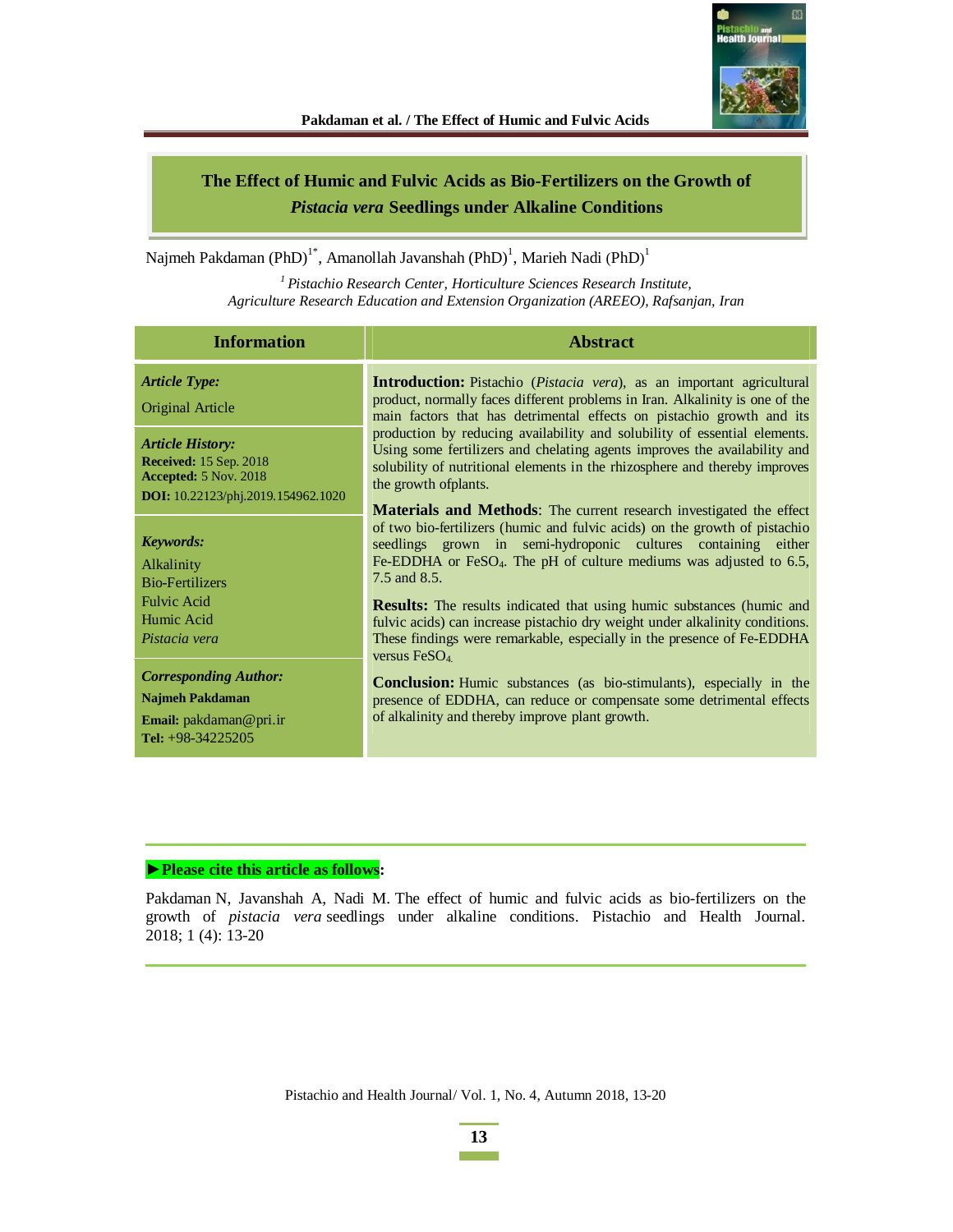# The Effect of Humic and Fulvic Acids as Bio-Fertilizers on the Growth of *Pistacia vera* Seedlings under Alkaline Conditions

Najmeh Pakdaman (PhD)[1*], Amanollah Javanshah (PhD)[1], Marieh Nadi (PhD)[1]

*[1] Pistachio Research Center, Horticulture Sciences Research Institute, Agriculture Research Education and Extension Organization (AREEO), Rafsanjan, Iran*

## Information

***Article Type:***

Original Article

***Article History:***

**Received:** 15 Sep. 2018
**Accepted:** 5 Nov. 2018
**DOI:** 10.22123/phj.2019.154962.1020

***Keywords:***

Alkalinity
Bio-Fertilizers
Fulvic Acid
Humic Acid
*Pistacia vera*

***Corresponding Author:***

**Najmeh Pakdaman**
**Email:** pakdaman@pri.ir
**Tel:** +98-34225205

## Abstract

**Introduction:** Pistachio (*Pistacia vera*), as an important agricultural product, normally faces different problems in Iran. Alkalinity is one of the main factors that has detrimental effects on pistachio growth and its production by reducing availability and solubility of essential elements. Using some fertilizers and chelating agents improves the availability and solubility of nutritional elements in the rhizosphere and thereby improves the growth ofplants.

**Materials and Methods**: The current research investigated the effect of two bio-fertilizers (humic and fulvic acids) on the growth of pistachio seedlings grown in semi-hydroponic cultures containing either Fe-EDDHA or $FeSO_4$. The pH of culture mediums was adjusted to 6.5, 7.5 and 8.5.

**Results:** The results indicated that using humic substances (humic and fulvic acids) can increase pistachio dry weight under alkalinity conditions. These findings were remarkable, especially in the presence of Fe-EDDHA versus $FeSO_4$.

**Conclusion:** Humic substances (as bio-stimulants), especially in the presence of EDDHA, can reduce or compensate some detrimental effects of alkalinity and thereby improve plant growth.

**►Please cite this article as follows:**

Pakdaman N, Javanshah A, Nadi M. The effect of humic and fulvic acids as bio-fertilizers on the growth of *pistacia vera* seedlings under alkaline conditions. Pistachio and Health Journal. 2018; 1 (4): 13-20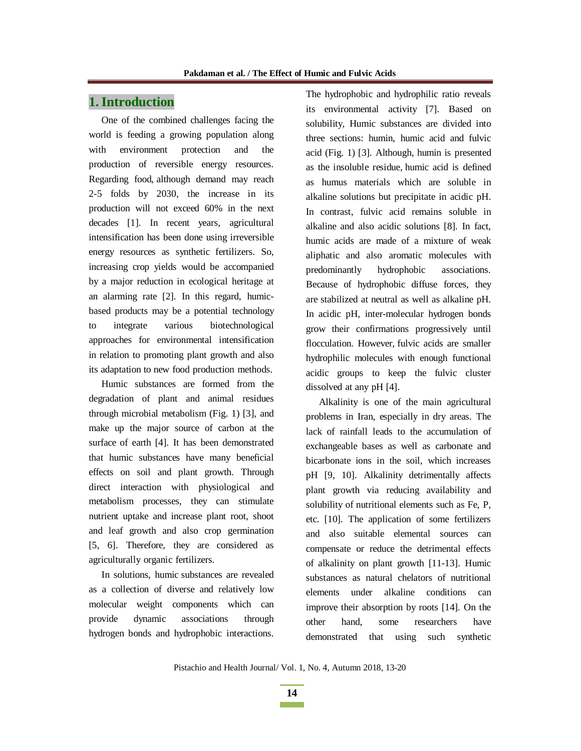## 1. Introduction

One of the combined challenges facing the world is feeding a growing population along with environment protection and the production of reversible energy resources. Regarding food, although demand may reach 2-5 folds by 2030, the increase in its production will not exceed 60% in the next decades [1]. In recent years, agricultural intensification has been done using irreversible energy resources as synthetic fertilizers. So, increasing crop yields would be accompanied by a major reduction in ecological heritage at an alarming rate [2]. In this regard, humic-based products may be a potential technology to integrate various biotechnological approaches for environmental intensification in relation to promoting plant growth and also its adaptation to new food production methods.

Humic substances are formed from the degradation of plant and animal residues through microbial metabolism (Fig. 1) [3], and make up the major source of carbon at the surface of earth [4]. It has been demonstrated that humic substances have many beneficial effects on soil and plant growth. Through direct interaction with physiological and metabolism processes, they can stimulate nutrient uptake and increase plant root, shoot and leaf growth and also crop germination [5, 6]. Therefore, they are considered as agriculturally organic fertilizers.

In solutions, humic substances are revealed as a collection of diverse and relatively low molecular weight components which can provide dynamic associations through hydrogen bonds and hydrophobic interactions. The hydrophobic and hydrophilic ratio reveals its environmental activity [7]. Based on solubility, Humic substances are divided into three sections: humin, humic acid and fulvic acid (Fig. 1) [3]. Although, humin is presented as the insoluble residue, humic acid is defined as humus materials which are soluble in alkaline solutions but precipitate in acidic pH. In contrast, fulvic acid remains soluble in alkaline and also acidic solutions [8]. In fact, humic acids are made of a mixture of weak aliphatic and also aromatic molecules with predominantly hydrophobic associations. Because of hydrophobic diffuse forces, they are stabilized at neutral as well as alkaline pH. In acidic pH, inter-molecular hydrogen bonds grow their confirmations progressively until flocculation. However, fulvic acids are smaller hydrophilic molecules with enough functional acidic groups to keep the fulvic cluster dissolved at any pH [4].

Alkalinity is one of the main agricultural problems in Iran, especially in dry areas. The lack of rainfall leads to the accumulation of exchangeable bases as well as carbonate and bicarbonate ions in the soil, which increases pH [9, 10]. Alkalinity detrimentally affects plant growth via reducing availability and solubility of nutritional elements such as Fe, P, etc. [10]. The application of some fertilizers and also suitable elemental sources can compensate or reduce the detrimental effects of alkalinity on plant growth [11-13]. Humic substances as natural chelators of nutritional elements under alkaline conditions can improve their absorption by roots [14]. On the other hand, some researchers have demonstrated that using such synthetic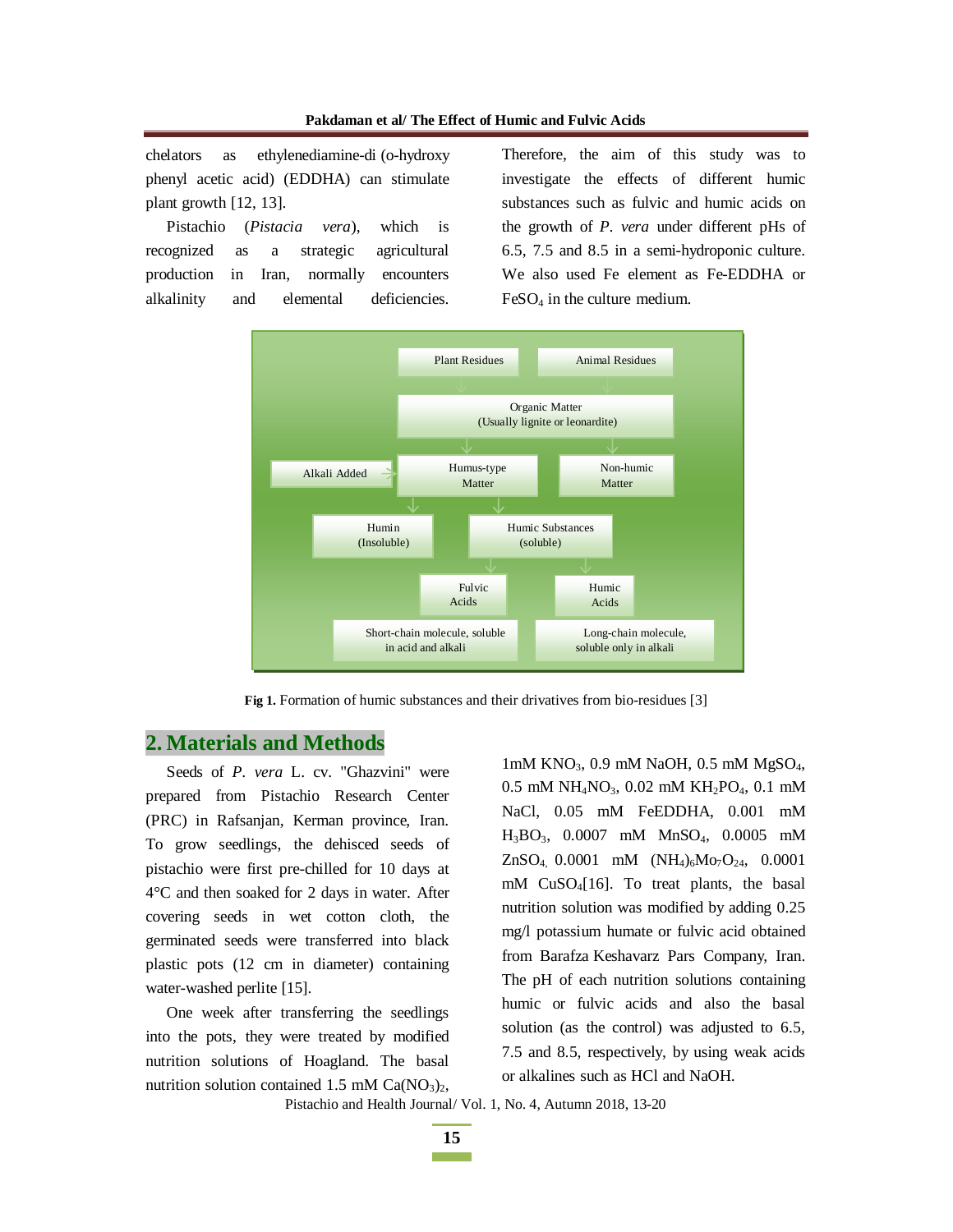chelators as ethylenediamine-di (o-hydroxy phenyl acetic acid) (EDDHA) can stimulate plant growth [12, 13].

Pistachio (*Pistacia vera*), which is recognized as a strategic agricultural production in Iran, normally encounters alkalinity and elemental deficiencies. Therefore, the aim of this study was to investigate the effects of different humic substances such as fulvic and humic acids on the growth of *P. vera* under different pHs of 6.5, 7.5 and 8.5 in a semi-hydroponic culture. We also used Fe element as Fe-EDDHA or $FeSO_4$ in the culture medium.

Plant Residues | Animal Residues → Organic Matter (Usually lignite or leonardite) → Humus-type Matter (Alkali Added) | Non-humic Matter → Humin (Insoluble) | Humic Substances (soluble) → Fulvic Acids (Short-chain molecule, soluble in acid and alkali) | Humic Acids (Long-chain molecule, soluble only in alkali)

**Fig 1.** Formation of humic substances and their drivatives from bio-residues [3]

## 2. Materials and Methods

Seeds of *P. vera* L. cv. "Ghazvini" were prepared from Pistachio Research Center (PRC) in Rafsanjan, Kerman province, Iran. To grow seedlings, the dehisced seeds of pistachio were first pre-chilled for 10 days at 4°C and then soaked for 2 days in water. After covering seeds in wet cotton cloth, the germinated seeds were transferred into black plastic pots (12 cm in diameter) containing water-washed perlite [15].

One week after transferring the seedlings into the pots, they were treated by modified nutrition solutions of Hoagland. The basal nutrition solution contained 1.5 mM $Ca(NO_3)_2$, 1mM $KNO_3$, 0.9 mM NaOH, 0.5 mM $MgSO_4$, 0.5 mM $NH_4NO_3$, 0.02 mM $KH_2PO_4$, 0.1 mM NaCl, 0.05 mM FeEDDHA, 0.001 mM $H_3BO_3$, 0.0007 mM $MnSO_4$, 0.0005 mM $ZnSO_4$, 0.0001 mM $(NH_4)_6Mo_7O_{24}$, 0.0001 mM $CuSO_4$[16]. To treat plants, the basal nutrition solution was modified by adding 0.25 mg/l potassium humate or fulvic acid obtained from Barafza Keshavarz Pars Company, Iran. The pH of each nutrition solutions containing humic or fulvic acids and also the basal solution (as the control) was adjusted to 6.5, 7.5 and 8.5, respectively, by using weak acids or alkalines such as HCl and NaOH.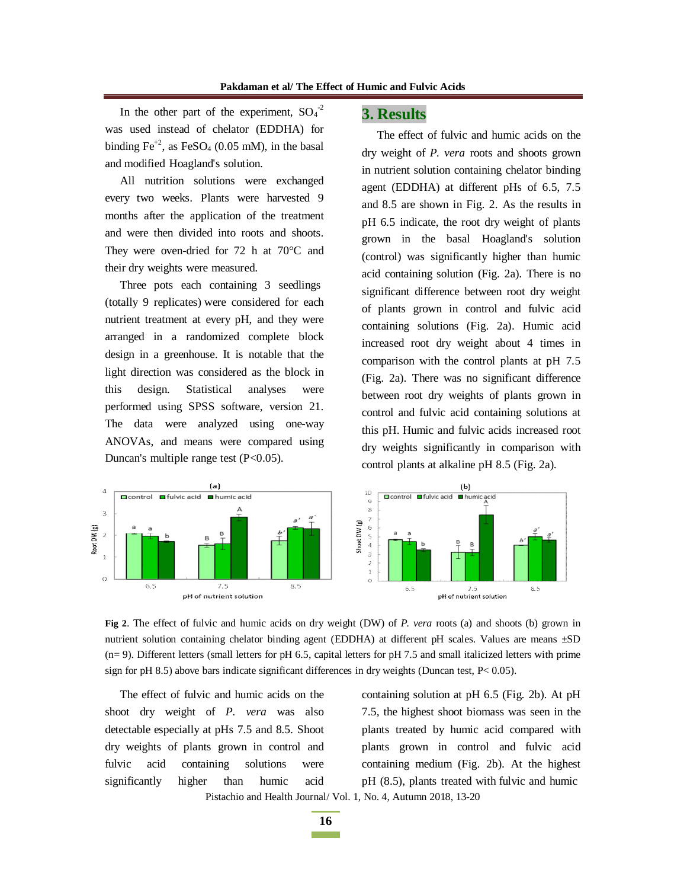In the other part of the experiment, $SO_4^{-2}$ was used instead of chelator (EDDHA) for binding $Fe^{+2}$, as $FeSO_4$ (0.05 mM), in the basal and modified Hoagland's solution.

All nutrition solutions were exchanged every two weeks. Plants were harvested 9 months after the application of the treatment and were then divided into roots and shoots. They were oven-dried for 72 h at 70°C and their dry weights were measured.

Three pots each containing 3 seedlings (totally 9 replicates) were considered for each nutrient treatment at every pH, and they were arranged in a randomized complete block design in a greenhouse. It is notable that the light direction was considered as the block in this design. Statistical analyses were performed using SPSS software, version 21. The data were analyzed using one-way ANOVAs, and means were compared using Duncan's multiple range test ($P<0.05$).

## 3. Results

The effect of fulvic and humic acids on the dry weight of *P. vera* roots and shoots grown in nutrient solution containing chelator binding agent (EDDHA) at different pHs of 6.5, 7.5 and 8.5 are shown in Fig. 2. As the results in pH 6.5 indicate, the root dry weight of plants grown in the basal Hoagland's solution (control) was significantly higher than humic acid containing solution (Fig. 2a). There is no significant difference between root dry weight of plants grown in control and fulvic acid containing solutions (Fig. 2a). Humic acid increased root dry weight about 4 times in comparison with the control plants at pH 7.5 (Fig. 2a). There was no significant difference between root dry weights of plants grown in control and fulvic acid containing solutions at this pH. Humic and fulvic acids increased root dry weights significantly in comparison with control plants at alkaline pH 8.5 (Fig. 2a).

**Fig 2**. The effect of fulvic and humic acids on dry weight (DW) of *P. vera* roots (a) and shoots (b) grown in nutrient solution containing chelator binding agent (EDDHA) at different pH scales. Values are means ±SD (n= 9). Different letters (small letters for pH 6.5, capital letters for pH 7.5 and small italicized letters with prime sign for pH 8.5) above bars indicate significant differences in dry weights (Duncan test, $P< 0.05$).

The effect of fulvic and humic acids on the shoot dry weight of *P. vera* was also detectable especially at pHs 7.5 and 8.5. Shoot dry weights of plants grown in control and fulvic acid containing solutions were significantly higher than humic acid containing solution at pH 6.5 (Fig. 2b). At pH 7.5, the highest shoot biomass was seen in the plants treated by humic acid compared with plants grown in control and fulvic acid containing medium (Fig. 2b). At the highest pH (8.5), plants treated with fulvic and humic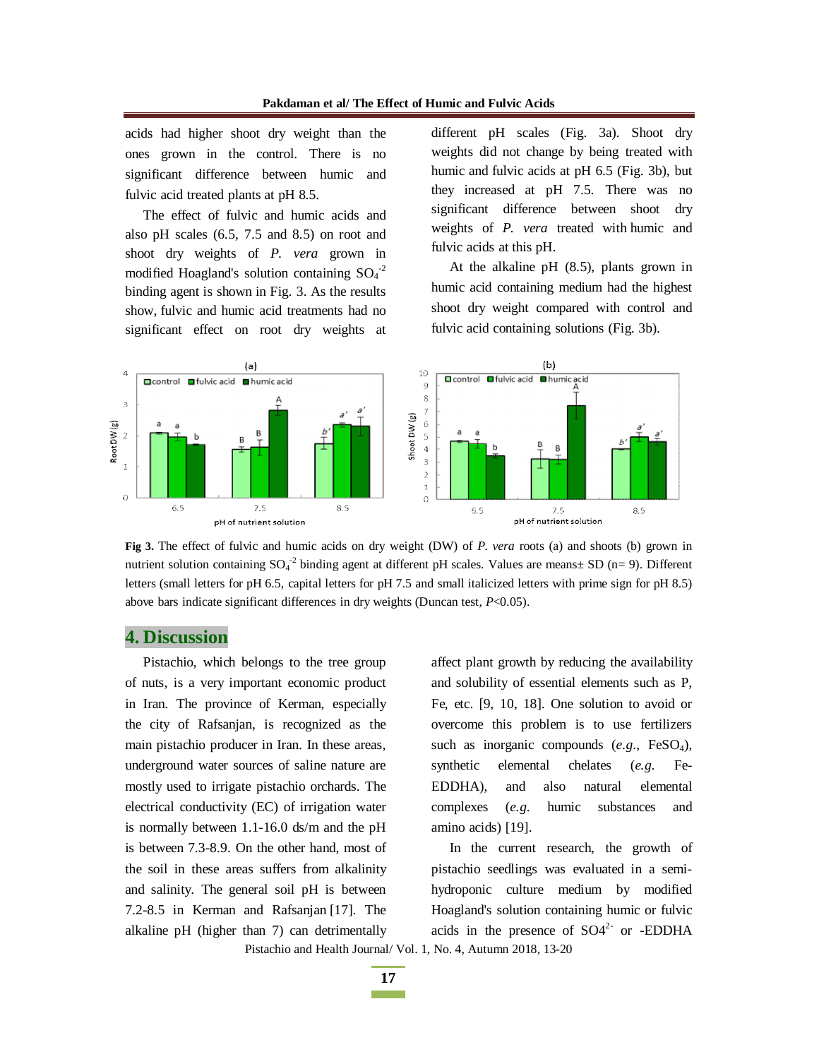acids had higher shoot dry weight than the ones grown in the control. There is no significant difference between humic and fulvic acid treated plants at pH 8.5.

The effect of fulvic and humic acids and also pH scales (6.5, 7.5 and 8.5) on root and shoot dry weights of *P. vera* grown in modified Hoagland's solution containing $SO_4^{-2}$ binding agent is shown in Fig. 3. As the results show, fulvic and humic acid treatments had no significant effect on root dry weights at different pH scales (Fig. 3a). Shoot dry weights did not change by being treated with humic and fulvic acids at pH 6.5 (Fig. 3b), but they increased at pH 7.5. There was no significant difference between shoot dry weights of *P. vera* treated with humic and fulvic acids at this pH.

At the alkaline pH (8.5), plants grown in humic acid containing medium had the highest shoot dry weight compared with control and fulvic acid containing solutions (Fig. 3b).

**Fig 3.** The effect of fulvic and humic acids on dry weight (DW) of *P. vera* roots (a) and shoots (b) grown in nutrient solution containing $SO_4^{-2}$ binding agent at different pH scales. Values are means± SD (n= 9). Different letters (small letters for pH 6.5, capital letters for pH 7.5 and small italicized letters with prime sign for pH 8.5) above bars indicate significant differences in dry weights (Duncan test, $P<0.05$).

## 4. Discussion

Pistachio, which belongs to the tree group of nuts, is a very important economic product in Iran. The province of Kerman, especially the city of Rafsanjan, is recognized as the main pistachio producer in Iran. In these areas, underground water sources of saline nature are mostly used to irrigate pistachio orchards. The electrical conductivity (EC) of irrigation water is normally between 1.1-16.0 ds/m and the pH is between 7.3-8.9. On the other hand, most of the soil in these areas suffers from alkalinity and salinity. The general soil pH is between 7.2-8.5 in Kerman and Rafsanjan [17]. The alkaline pH (higher than 7) can detrimentally affect plant growth by reducing the availability and solubility of essential elements such as P, Fe, etc. [9, 10, 18]. One solution to avoid or overcome this problem is to use fertilizers such as inorganic compounds (*e.g.*, $FeSO_4$), synthetic elemental chelates (*e.g.* Fe-EDDHA), and also natural elemental complexes (*e.g.* humic substances and amino acids) [19].

In the current research, the growth of pistachio seedlings was evaluated in a semi-hydroponic culture medium by modified Hoagland's solution containing humic or fulvic acids in the presence of $SO4^{2-}$ or -EDDHA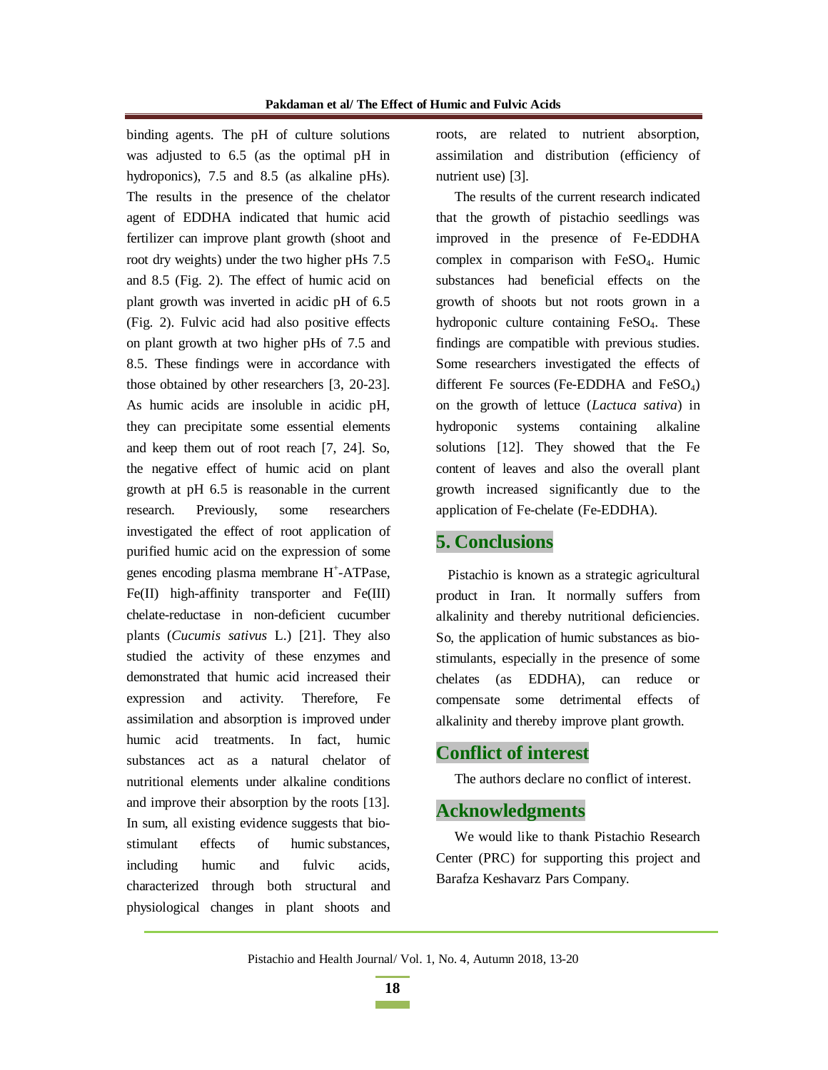binding agents. The pH of culture solutions was adjusted to 6.5 (as the optimal pH in hydroponics), 7.5 and 8.5 (as alkaline pHs). The results in the presence of the chelator agent of EDDHA indicated that humic acid fertilizer can improve plant growth (shoot and root dry weights) under the two higher pHs 7.5 and 8.5 (Fig. 2). The effect of humic acid on plant growth was inverted in acidic pH of 6.5 (Fig. 2). Fulvic acid had also positive effects on plant growth at two higher pHs of 7.5 and 8.5. These findings were in accordance with those obtained by other researchers [3, 20-23]. As humic acids are insoluble in acidic pH, they can precipitate some essential elements and keep them out of root reach [7, 24]. So, the negative effect of humic acid on plant growth at pH 6.5 is reasonable in the current research. Previously, some researchers investigated the effect of root application of purified humic acid on the expression of some genes encoding plasma membrane $H^+$-ATPase, Fe(II) high-affinity transporter and Fe(III) chelate-reductase in non-deficient cucumber plants (*Cucumis sativus* L.) [21]. They also studied the activity of these enzymes and demonstrated that humic acid increased their expression and activity. Therefore, Fe assimilation and absorption is improved under humic acid treatments. In fact, humic substances act as a natural chelator of nutritional elements under alkaline conditions and improve their absorption by the roots [13]. In sum, all existing evidence suggests that bio-stimulant effects of humic substances, including humic and fulvic acids, characterized through both structural and physiological changes in plant shoots and roots, are related to nutrient absorption, assimilation and distribution (efficiency of nutrient use) [3].

The results of the current research indicated that the growth of pistachio seedlings was improved in the presence of Fe-EDDHA complex in comparison with $FeSO_4$. Humic substances had beneficial effects on the growth of shoots but not roots grown in a hydroponic culture containing $FeSO_4$. These findings are compatible with previous studies. Some researchers investigated the effects of different Fe sources (Fe-EDDHA and $FeSO_4$) on the growth of lettuce (*Lactuca sativa*) in hydroponic systems containing alkaline solutions [12]. They showed that the Fe content of leaves and also the overall plant growth increased significantly due to the application of Fe-chelate (Fe-EDDHA).

## 5. Conclusions

Pistachio is known as a strategic agricultural product in Iran. It normally suffers from alkalinity and thereby nutritional deficiencies. So, the application of humic substances as bio-stimulants, especially in the presence of some chelates (as EDDHA), can reduce or compensate some detrimental effects of alkalinity and thereby improve plant growth.

## Conflict of interest

The authors declare no conflict of interest.

## Acknowledgments

We would like to thank Pistachio Research Center (PRC) for supporting this project and Barafza Keshavarz Pars Company.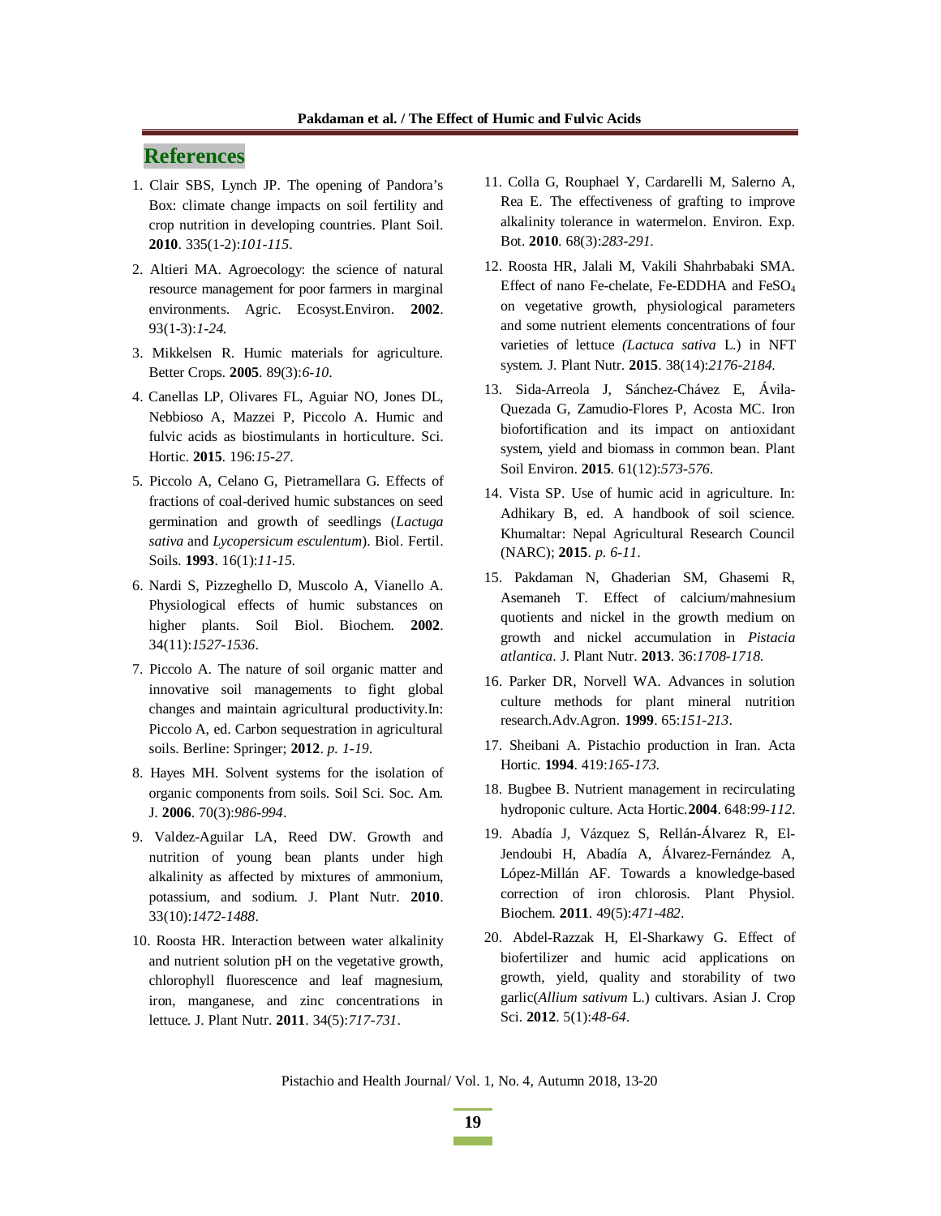## References

1. Clair SBS, Lynch JP. The opening of Pandora's Box: climate change impacts on soil fertility and crop nutrition in developing countries. Plant Soil. **2010**. 335(1-2):*101-115*.
2. Altieri MA. Agroecology: the science of natural resource management for poor farmers in marginal environments. Agric. Ecosyst.Environ. **2002**. 93(1-3):*1-24*.
3. Mikkelsen R. Humic materials for agriculture. Better Crops. **2005**. 89(3):*6-10*.
4. Canellas LP, Olivares FL, Aguiar NO, Jones DL, Nebbioso A, Mazzei P, Piccolo A. Humic and fulvic acids as biostimulants in horticulture. Sci. Hortic. **2015**. 196:*15-27*.
5. Piccolo A, Celano G, Pietramellara G. Effects of fractions of coal-derived humic substances on seed germination and growth of seedlings (*Lactuga sativa* and *Lycopersicum esculentum*). Biol. Fertil. Soils. **1993**. 16(1):*11-15*.
6. Nardi S, Pizzeghello D, Muscolo A, Vianello A. Physiological effects of humic substances on higher plants. Soil Biol. Biochem. **2002**. 34(11):*1527-1536*.
7. Piccolo A. The nature of soil organic matter and innovative soil managements to fight global changes and maintain agricultural productivity.In: Piccolo A, ed. Carbon sequestration in agricultural soils. Berline: Springer; **2012**. *p. 1-19*.
8. Hayes MH. Solvent systems for the isolation of organic components from soils. Soil Sci. Soc. Am. J. **2006**. 70(3):*986-994*.
9. Valdez-Aguilar LA, Reed DW. Growth and nutrition of young bean plants under high alkalinity as affected by mixtures of ammonium, potassium, and sodium. J. Plant Nutr. **2010**. 33(10):*1472-1488*.
10. Roosta HR. Interaction between water alkalinity and nutrient solution pH on the vegetative growth, chlorophyll fluorescence and leaf magnesium, iron, manganese, and zinc concentrations in lettuce. J. Plant Nutr. **2011**. 34(5):*717-731*.
11. Colla G, Rouphael Y, Cardarelli M, Salerno A, Rea E. The effectiveness of grafting to improve alkalinity tolerance in watermelon. Environ. Exp. Bot. **2010**. 68(3):*283-291*.
12. Roosta HR, Jalali M, Vakili Shahrbabaki SMA. Effect of nano Fe-chelate, Fe-EDDHA and $FeSO_4$ on vegetative growth, physiological parameters and some nutrient elements concentrations of four varieties of lettuce *(Lactuca sativa* L.) in NFT system. J. Plant Nutr. **2015**. 38(14):*2176-2184*.
13. Sida-Arreola J, Sánchez-Chávez E, Ávila-Quezada G, Zamudio-Flores P, Acosta MC. Iron biofortification and its impact on antioxidant system, yield and biomass in common bean. Plant Soil Environ. **2015**. 61(12):*573-576*.
14. Vista SP. Use of humic acid in agriculture. In: Adhikary B, ed. A handbook of soil science. Khumaltar: Nepal Agricultural Research Council (NARC); **2015**. *p. 6-11*.
15. Pakdaman N, Ghaderian SM, Ghasemi R, Asemaneh T. Effect of calcium/mahnesium quotients and nickel in the growth medium on growth and nickel accumulation in *Pistacia atlantica*. J. Plant Nutr. **2013**. 36:*1708-1718*.
16. Parker DR, Norvell WA. Advances in solution culture methods for plant mineral nutrition research.Adv.Agron. **1999**. 65:*151-213*.
17. Sheibani A. Pistachio production in Iran. Acta Hortic. **1994**. 419:*165-173*.
18. Bugbee B. Nutrient management in recirculating hydroponic culture. Acta Hortic.**2004**. 648:*99-112*.
19. Abadía J, Vázquez S, Rellán-Álvarez R, El-Jendoubi H, Abadía A, Álvarez-Fernández A, López-Millán AF. Towards a knowledge-based correction of iron chlorosis. Plant Physiol. Biochem. **2011**. 49(5):*471-482*.
20. Abdel-Razzak H, El-Sharkawy G. Effect of biofertilizer and humic acid applications on growth, yield, quality and storability of two garlic(*Allium sativum* L.) cultivars. Asian J. Crop Sci. **2012**. 5(1):*48-64*.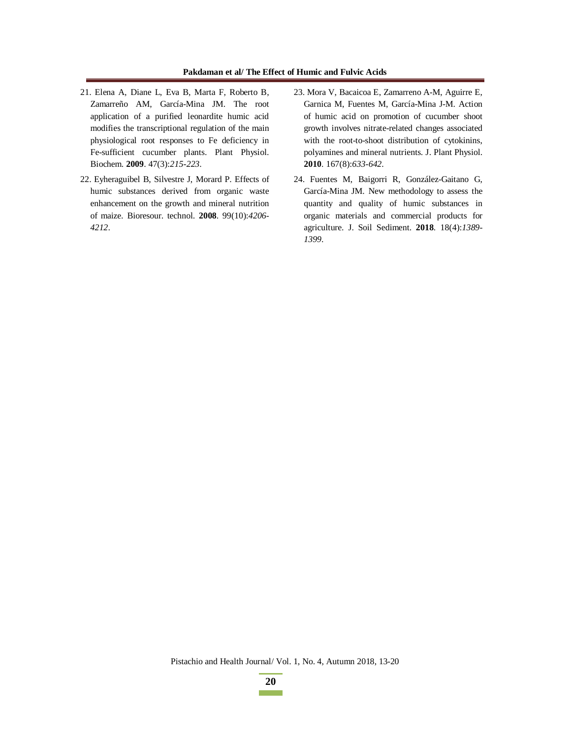21. Elena A, Diane L, Eva B, Marta F, Roberto B, Zamarreño AM, García-Mina JM. The root application of a purified leonardite humic acid modifies the transcriptional regulation of the main physiological root responses to Fe deficiency in Fe-sufficient cucumber plants. Plant Physiol. Biochem. **2009**. 47(3):*215-223*.

22. Eyheraguibel B, Silvestre J, Morard P. Effects of humic substances derived from organic waste enhancement on the growth and mineral nutrition of maize. Bioresour. technol. **2008**. 99(10):*4206-4212*.

23. Mora V, Bacaicoa E, Zamarreno A-M, Aguirre E, Garnica M, Fuentes M, García-Mina J-M. Action of humic acid on promotion of cucumber shoot growth involves nitrate-related changes associated with the root-to-shoot distribution of cytokinins, polyamines and mineral nutrients. J. Plant Physiol. **2010**. 167(8):*633-642*.

24. Fuentes M, Baigorri R, González-Gaitano G, García-Mina JM. New methodology to assess the quantity and quality of humic substances in organic materials and commercial products for agriculture. J. Soil Sediment. **2018**. 18(4):*1389-1399*.